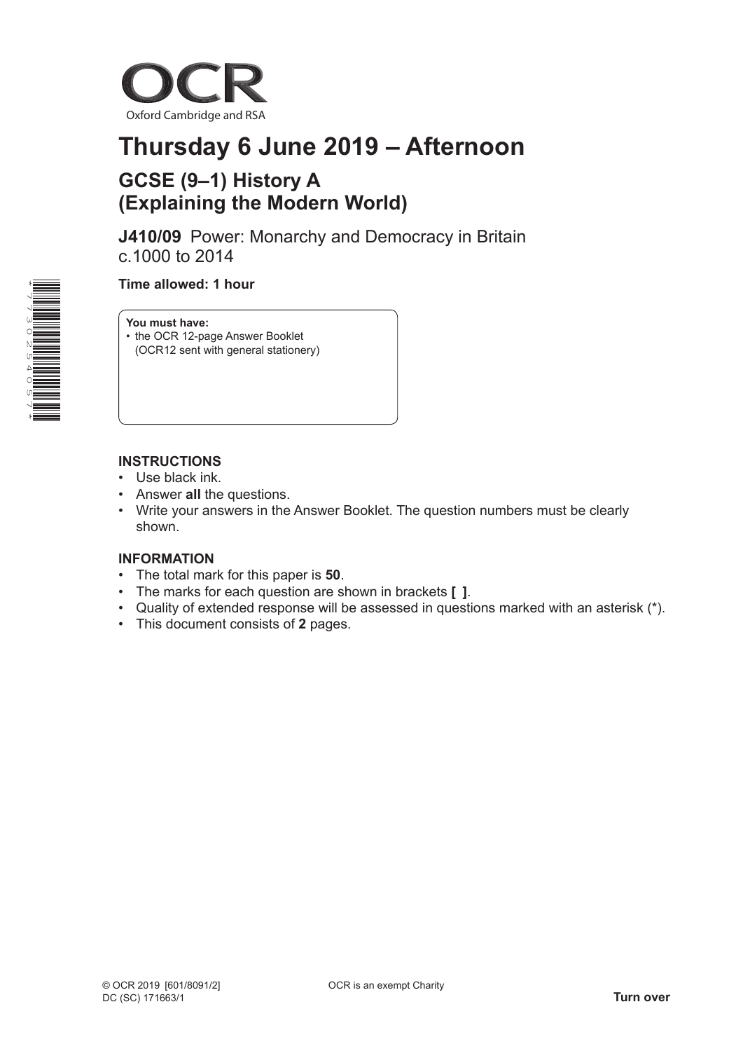OCR

Oxford Cambridge and RSA

# Thursday 6 June 2019 – Afternoon

## GCSE (9–1) History A (Explaining the Modern World)

**J410/09** Power: Monarchy and Democracy in Britain c.1000 to 2014

**Time allowed: 1 hour**

**You must have:**
- the OCR 12-page Answer Booklet (OCR12 sent with general stationery)

**INSTRUCTIONS**
- Use black ink.
- Answer **all** the questions.
- Write your answers in the Answer Booklet. The question numbers must be clearly shown.

**INFORMATION**
- The total mark for this paper is **50**.
- The marks for each question are shown in brackets **[ ]**.
- Quality of extended response will be assessed in questions marked with an asterisk (*).
- This document consists of **2** pages.

© OCR 2019 [601/8091/2]
DC (SC) 171663/1

OCR is an exempt Charity

**Turn over**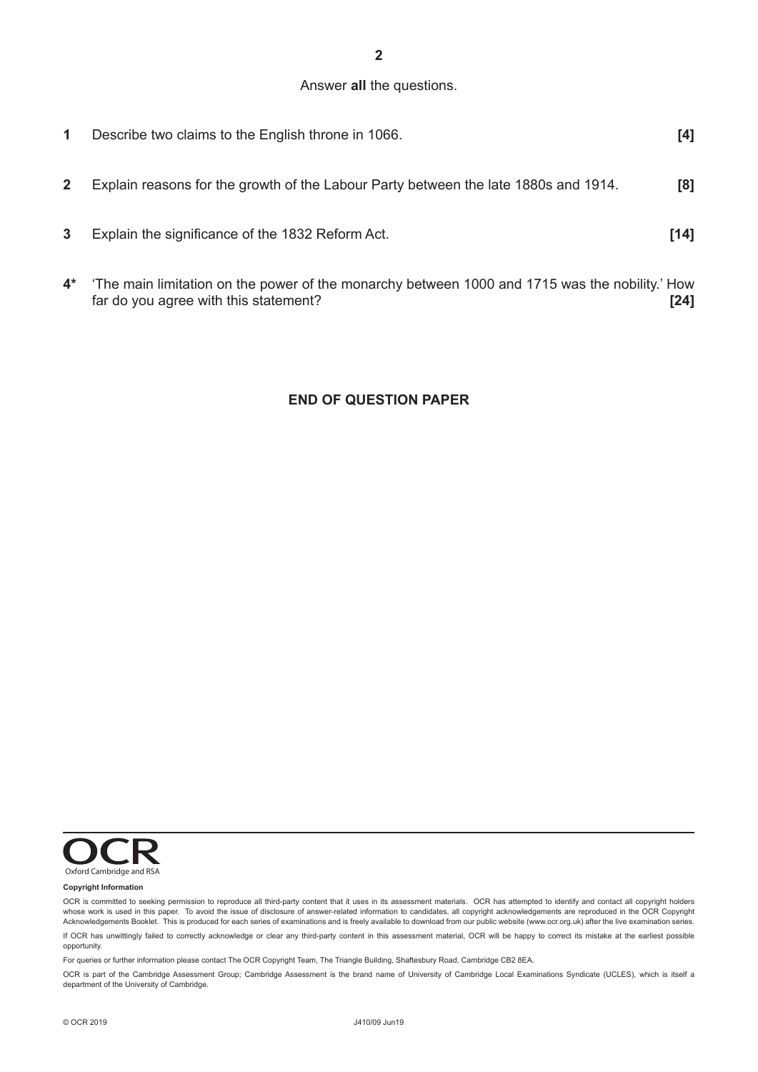Answer **all** the questions.

**1** Describe two claims to the English throne in 1066. **[4]**

**2** Explain reasons for the growth of the Labour Party between the late 1880s and 1914. **[8]**

**3** Explain the significance of the 1832 Reform Act. **[14]**

**4*** 'The main limitation on the power of the monarchy between 1000 and 1715 was the nobility.' How far do you agree with this statement? **[24]**

**END OF QUESTION PAPER**

**Copyright Information**

OCR is committed to seeking permission to reproduce all third-party content that it uses in its assessment materials. OCR has attempted to identify and contact all copyright holders whose work is used in this paper. To avoid the issue of disclosure of answer-related information to candidates, all copyright acknowledgements are reproduced in the OCR Copyright Acknowledgements Booklet. This is produced for each series of examinations and is freely available to download from our public website (www.ocr.org.uk) after the live examination series.

If OCR has unwittingly failed to correctly acknowledge or clear any third-party content in this assessment material, OCR will be happy to correct its mistake at the earliest possible opportunity.

For queries or further information please contact The OCR Copyright Team, The Triangle Building, Shaftesbury Road, Cambridge CB2 8EA.

OCR is part of the Cambridge Assessment Group; Cambridge Assessment is the brand name of University of Cambridge Local Examinations Syndicate (UCLES), which is itself a department of the University of Cambridge.

© OCR 2019 J410/09 Jun19